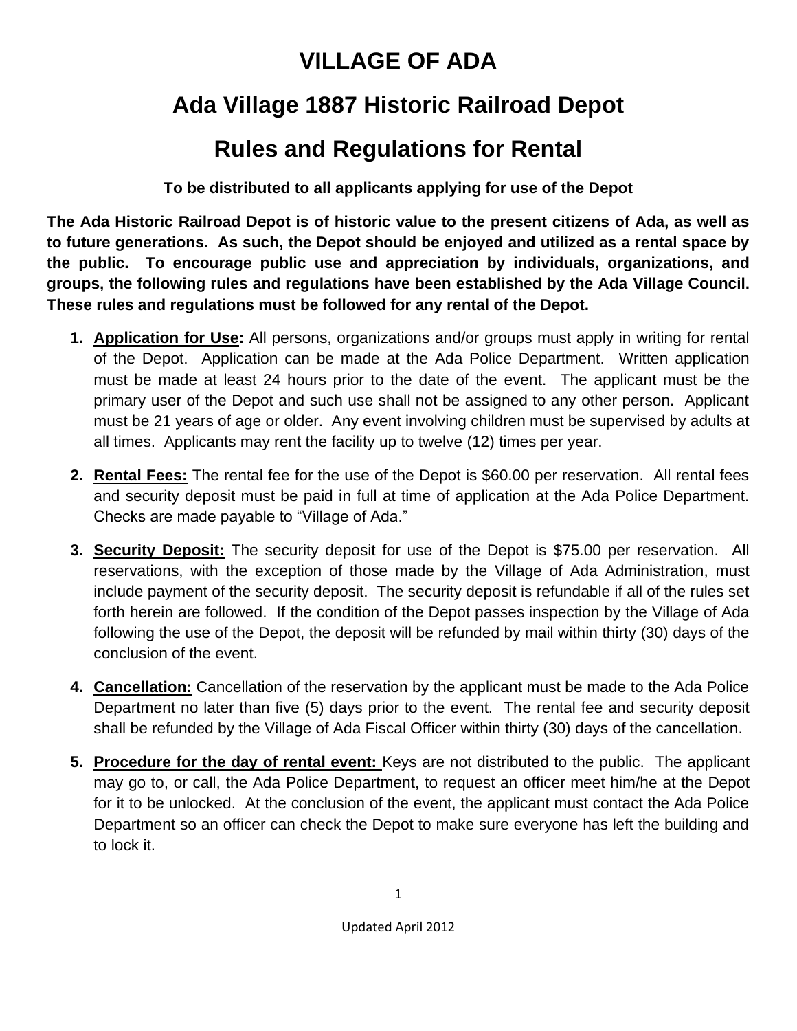# VILLAGE OF ADA

## Ada Village 1887 Historic Railroad Depot

## Rules and Regulations for Rental

**To be distributed to all applicants applying for use of the Depot**

**The Ada Historic Railroad Depot is of historic value to the present citizens of Ada, as well as to future generations. As such, the Depot should be enjoyed and utilized as a rental space by the public. To encourage public use and appreciation by individuals, organizations, and groups, the following rules and regulations have been established by the Ada Village Council. These rules and regulations must be followed for any rental of the Depot.**

1. **Application for Use:** All persons, organizations and/or groups must apply in writing for rental of the Depot. Application can be made at the Ada Police Department. Written application must be made at least 24 hours prior to the date of the event. The applicant must be the primary user of the Depot and such use shall not be assigned to any other person. Applicant must be 21 years of age or older. Any event involving children must be supervised by adults at all times. Applicants may rent the facility up to twelve (12) times per year.

2. **Rental Fees:** The rental fee for the use of the Depot is $60.00 per reservation. All rental fees and security deposit must be paid in full at time of application at the Ada Police Department. Checks are made payable to "Village of Ada."

3. **Security Deposit:** The security deposit for use of the Depot is $75.00 per reservation. All reservations, with the exception of those made by the Village of Ada Administration, must include payment of the security deposit. The security deposit is refundable if all of the rules set forth herein are followed. If the condition of the Depot passes inspection by the Village of Ada following the use of the Depot, the deposit will be refunded by mail within thirty (30) days of the conclusion of the event.

4. **Cancellation:** Cancellation of the reservation by the applicant must be made to the Ada Police Department no later than five (5) days prior to the event. The rental fee and security deposit shall be refunded by the Village of Ada Fiscal Officer within thirty (30) days of the cancellation.

5. **Procedure for the day of rental event:** Keys are not distributed to the public. The applicant may go to, or call, the Ada Police Department, to request an officer meet him/he at the Depot for it to be unlocked. At the conclusion of the event, the applicant must contact the Ada Police Department so an officer can check the Depot to make sure everyone has left the building and to lock it.

Updated April 2012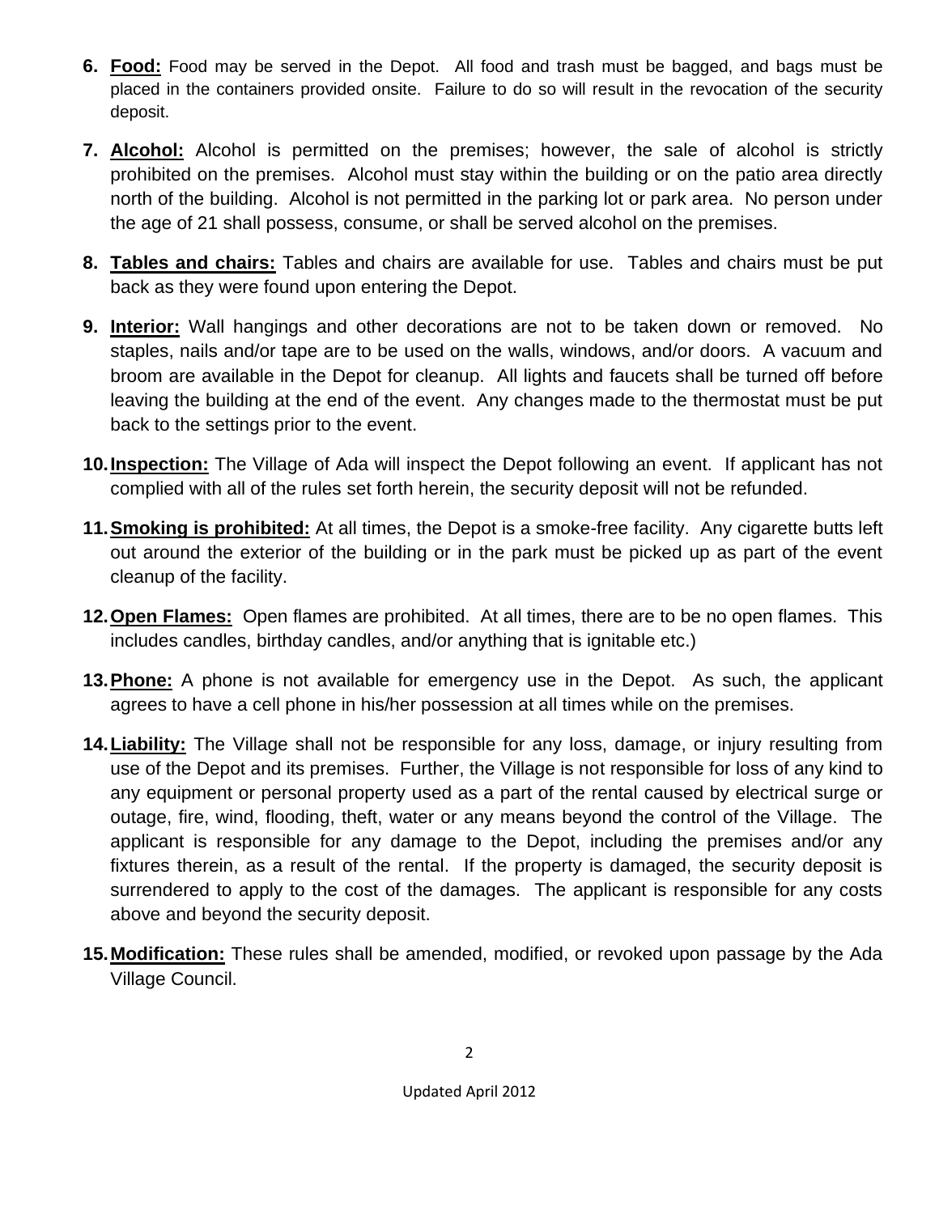6. **Food:** Food may be served in the Depot. All food and trash must be bagged, and bags must be placed in the containers provided onsite. Failure to do so will result in the revocation of the security deposit.

7. **Alcohol:** Alcohol is permitted on the premises; however, the sale of alcohol is strictly prohibited on the premises. Alcohol must stay within the building or on the patio area directly north of the building. Alcohol is not permitted in the parking lot or park area. No person under the age of 21 shall possess, consume, or shall be served alcohol on the premises.

8. **Tables and chairs:** Tables and chairs are available for use. Tables and chairs must be put back as they were found upon entering the Depot.

9. **Interior:** Wall hangings and other decorations are not to be taken down or removed. No staples, nails and/or tape are to be used on the walls, windows, and/or doors. A vacuum and broom are available in the Depot for cleanup. All lights and faucets shall be turned off before leaving the building at the end of the event. Any changes made to the thermostat must be put back to the settings prior to the event.

10. **Inspection:** The Village of Ada will inspect the Depot following an event. If applicant has not complied with all of the rules set forth herein, the security deposit will not be refunded.

11. **Smoking is prohibited:** At all times, the Depot is a smoke-free facility. Any cigarette butts left out around the exterior of the building or in the park must be picked up as part of the event cleanup of the facility.

12. **Open Flames:** Open flames are prohibited. At all times, there are to be no open flames. This includes candles, birthday candles, and/or anything that is ignitable etc.)

13. **Phone:** A phone is not available for emergency use in the Depot. As such, the applicant agrees to have a cell phone in his/her possession at all times while on the premises.

14. **Liability:** The Village shall not be responsible for any loss, damage, or injury resulting from use of the Depot and its premises. Further, the Village is not responsible for loss of any kind to any equipment or personal property used as a part of the rental caused by electrical surge or outage, fire, wind, flooding, theft, water or any means beyond the control of the Village. The applicant is responsible for any damage to the Depot, including the premises and/or any fixtures therein, as a result of the rental. If the property is damaged, the security deposit is surrendered to apply to the cost of the damages. The applicant is responsible for any costs above and beyond the security deposit.

15. **Modification:** These rules shall be amended, modified, or revoked upon passage by the Ada Village Council.

Updated April 2012